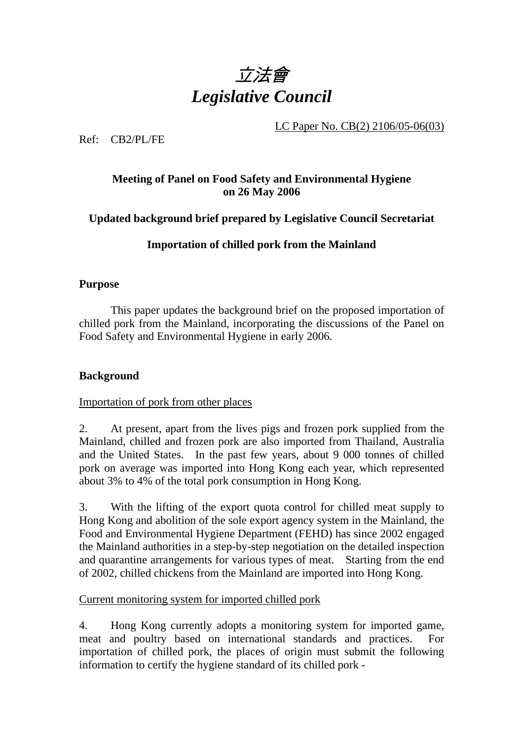# *立法會*
# *Legislative Council*

LC Paper No. CB(2) 2106/05-06(03)

Ref: CB2/PL/FE

**Meeting of Panel on Food Safety and Environmental Hygiene on 26 May 2006**

**Updated background brief prepared by Legislative Council Secretariat**

**Importation of chilled pork from the Mainland**

## Purpose

This paper updates the background brief on the proposed importation of chilled pork from the Mainland, incorporating the discussions of the Panel on Food Safety and Environmental Hygiene in early 2006.

## Background

Importation of pork from other places

2. At present, apart from the lives pigs and frozen pork supplied from the Mainland, chilled and frozen pork are also imported from Thailand, Australia and the United States. In the past few years, about 9 000 tonnes of chilled pork on average was imported into Hong Kong each year, which represented about 3% to 4% of the total pork consumption in Hong Kong.

3. With the lifting of the export quota control for chilled meat supply to Hong Kong and abolition of the sole export agency system in the Mainland, the Food and Environmental Hygiene Department (FEHD) has since 2002 engaged the Mainland authorities in a step-by-step negotiation on the detailed inspection and quarantine arrangements for various types of meat. Starting from the end of 2002, chilled chickens from the Mainland are imported into Hong Kong.

Current monitoring system for imported chilled pork

4. Hong Kong currently adopts a monitoring system for imported game, meat and poultry based on international standards and practices. For importation of chilled pork, the places of origin must submit the following information to certify the hygiene standard of its chilled pork -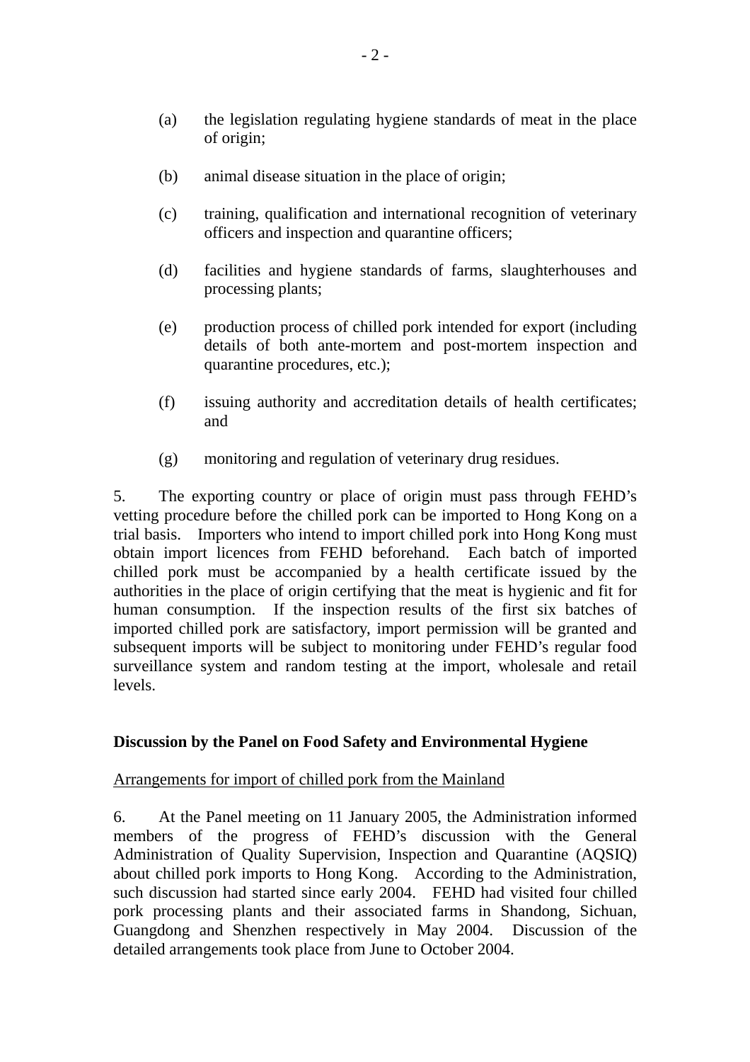(a) the legislation regulating hygiene standards of meat in the place of origin;

(b) animal disease situation in the place of origin;

(c) training, qualification and international recognition of veterinary officers and inspection and quarantine officers;

(d) facilities and hygiene standards of farms, slaughterhouses and processing plants;

(e) production process of chilled pork intended for export (including details of both ante-mortem and post-mortem inspection and quarantine procedures, etc.);

(f) issuing authority and accreditation details of health certificates; and

(g) monitoring and regulation of veterinary drug residues.

5. The exporting country or place of origin must pass through FEHD's vetting procedure before the chilled pork can be imported to Hong Kong on a trial basis. Importers who intend to import chilled pork into Hong Kong must obtain import licences from FEHD beforehand. Each batch of imported chilled pork must be accompanied by a health certificate issued by the authorities in the place of origin certifying that the meat is hygienic and fit for human consumption. If the inspection results of the first six batches of imported chilled pork are satisfactory, import permission will be granted and subsequent imports will be subject to monitoring under FEHD's regular food surveillance system and random testing at the import, wholesale and retail levels.

**Discussion by the Panel on Food Safety and Environmental Hygiene**

Arrangements for import of chilled pork from the Mainland

6. At the Panel meeting on 11 January 2005, the Administration informed members of the progress of FEHD's discussion with the General Administration of Quality Supervision, Inspection and Quarantine (AQSIQ) about chilled pork imports to Hong Kong. According to the Administration, such discussion had started since early 2004. FEHD had visited four chilled pork processing plants and their associated farms in Shandong, Sichuan, Guangdong and Shenzhen respectively in May 2004. Discussion of the detailed arrangements took place from June to October 2004.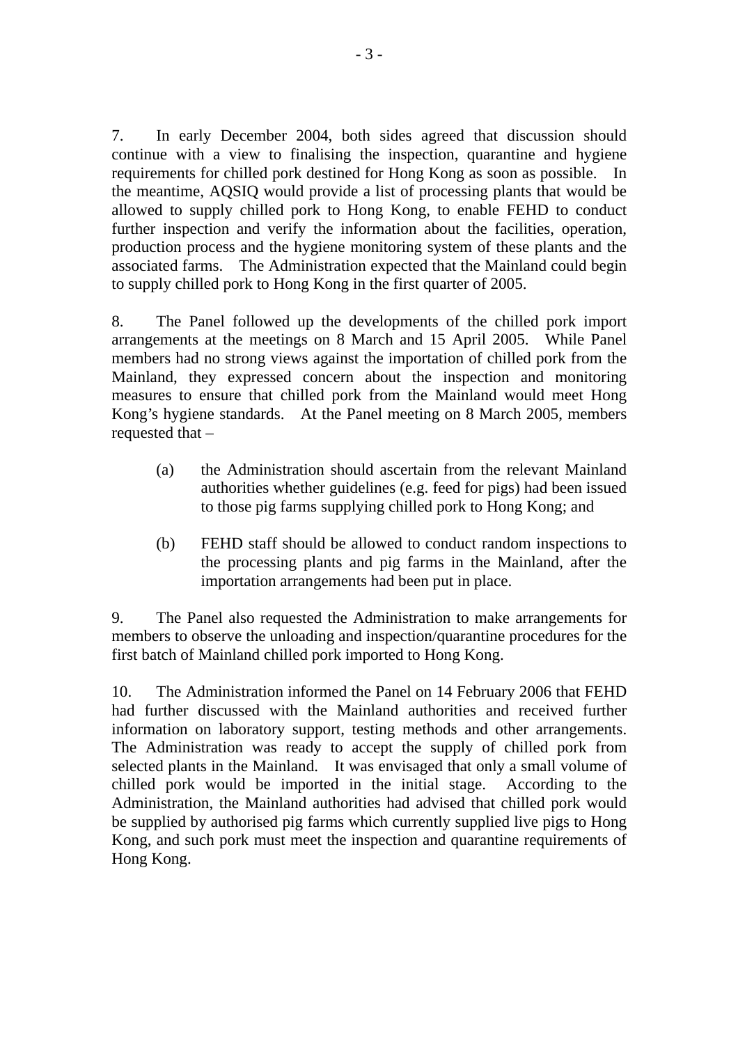7. In early December 2004, both sides agreed that discussion should continue with a view to finalising the inspection, quarantine and hygiene requirements for chilled pork destined for Hong Kong as soon as possible. In the meantime, AQSIQ would provide a list of processing plants that would be allowed to supply chilled pork to Hong Kong, to enable FEHD to conduct further inspection and verify the information about the facilities, operation, production process and the hygiene monitoring system of these plants and the associated farms. The Administration expected that the Mainland could begin to supply chilled pork to Hong Kong in the first quarter of 2005.

8. The Panel followed up the developments of the chilled pork import arrangements at the meetings on 8 March and 15 April 2005. While Panel members had no strong views against the importation of chilled pork from the Mainland, they expressed concern about the inspection and monitoring measures to ensure that chilled pork from the Mainland would meet Hong Kong's hygiene standards. At the Panel meeting on 8 March 2005, members requested that –

(a) the Administration should ascertain from the relevant Mainland authorities whether guidelines (e.g. feed for pigs) had been issued to those pig farms supplying chilled pork to Hong Kong; and

(b) FEHD staff should be allowed to conduct random inspections to the processing plants and pig farms in the Mainland, after the importation arrangements had been put in place.

9. The Panel also requested the Administration to make arrangements for members to observe the unloading and inspection/quarantine procedures for the first batch of Mainland chilled pork imported to Hong Kong.

10. The Administration informed the Panel on 14 February 2006 that FEHD had further discussed with the Mainland authorities and received further information on laboratory support, testing methods and other arrangements. The Administration was ready to accept the supply of chilled pork from selected plants in the Mainland. It was envisaged that only a small volume of chilled pork would be imported in the initial stage. According to the Administration, the Mainland authorities had advised that chilled pork would be supplied by authorised pig farms which currently supplied live pigs to Hong Kong, and such pork must meet the inspection and quarantine requirements of Hong Kong.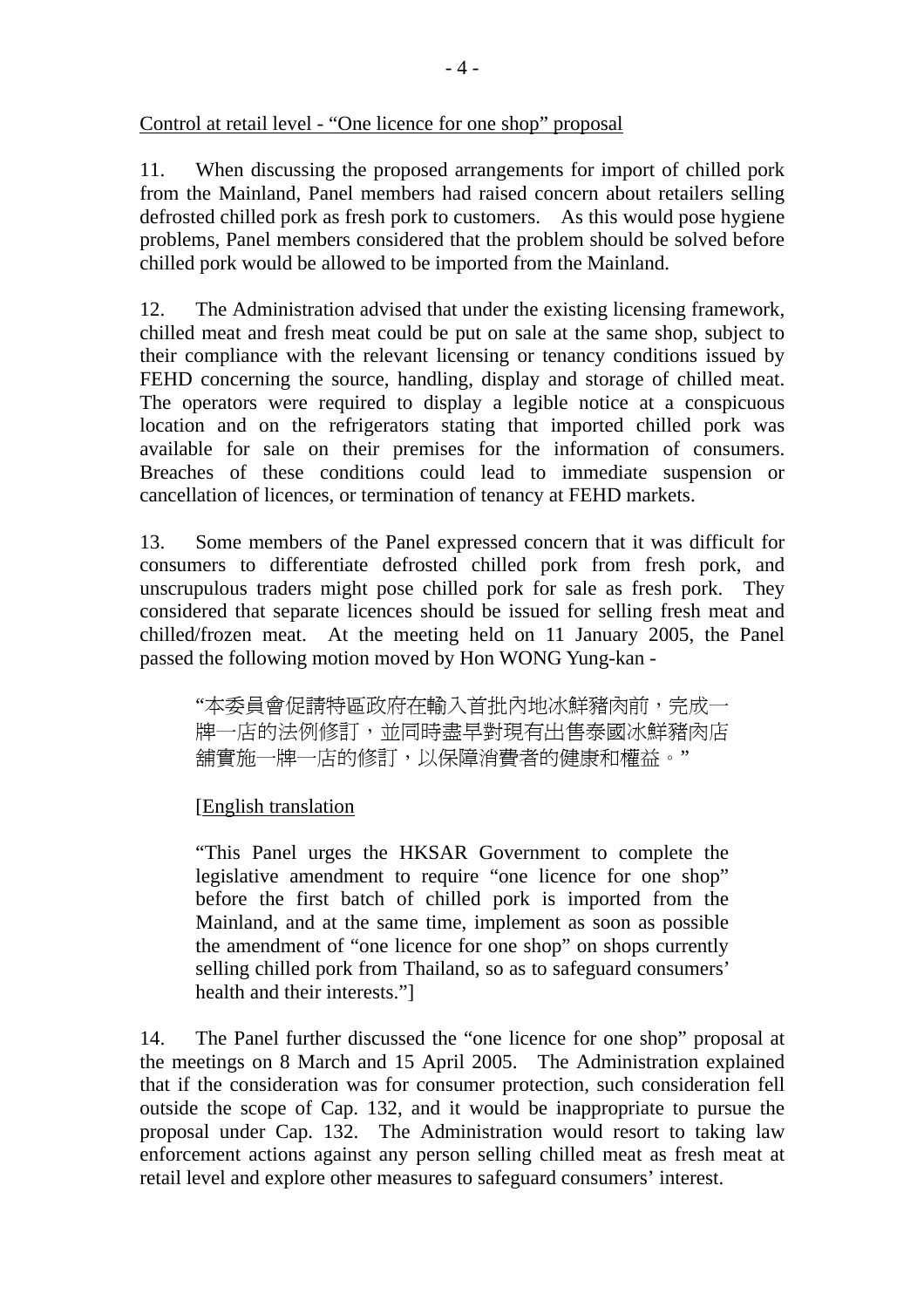Control at retail level - "One licence for one shop" proposal

11. When discussing the proposed arrangements for import of chilled pork from the Mainland, Panel members had raised concern about retailers selling defrosted chilled pork as fresh pork to customers. As this would pose hygiene problems, Panel members considered that the problem should be solved before chilled pork would be allowed to be imported from the Mainland.

12. The Administration advised that under the existing licensing framework, chilled meat and fresh meat could be put on sale at the same shop, subject to their compliance with the relevant licensing or tenancy conditions issued by FEHD concerning the source, handling, display and storage of chilled meat. The operators were required to display a legible notice at a conspicuous location and on the refrigerators stating that imported chilled pork was available for sale on their premises for the information of consumers. Breaches of these conditions could lead to immediate suspension or cancellation of licences, or termination of tenancy at FEHD markets.

13. Some members of the Panel expressed concern that it was difficult for consumers to differentiate defrosted chilled pork from fresh pork, and unscrupulous traders might pose chilled pork for sale as fresh pork. They considered that separate licences should be issued for selling fresh meat and chilled/frozen meat. At the meeting held on 11 January 2005, the Panel passed the following motion moved by Hon WONG Yung-kan -

> "本委員會促請特區政府在輸入首批內地冰鮮豬肉前，完成一牌一店的法例修訂，並同時盡早對現有出售泰國冰鮮豬肉店舖實施一牌一店的修訂，以保障消費者的健康和權益。"
>
> [English translation
>
> "This Panel urges the HKSAR Government to complete the legislative amendment to require "one licence for one shop" before the first batch of chilled pork is imported from the Mainland, and at the same time, implement as soon as possible the amendment of "one licence for one shop" on shops currently selling chilled pork from Thailand, so as to safeguard consumers' health and their interests."]

14. The Panel further discussed the "one licence for one shop" proposal at the meetings on 8 March and 15 April 2005. The Administration explained that if the consideration was for consumer protection, such consideration fell outside the scope of Cap. 132, and it would be inappropriate to pursue the proposal under Cap. 132. The Administration would resort to taking law enforcement actions against any person selling chilled meat as fresh meat at retail level and explore other measures to safeguard consumers' interest.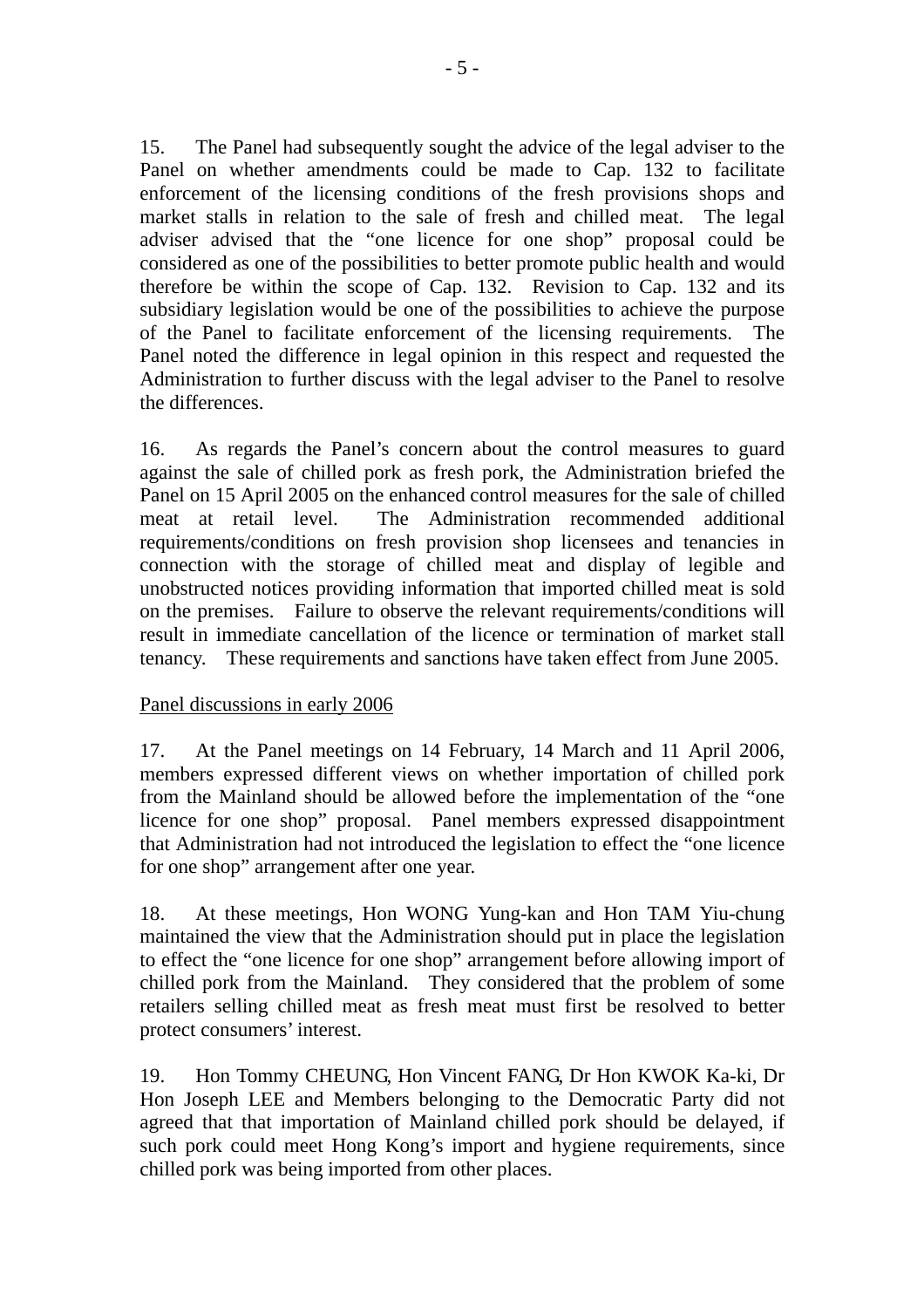15. The Panel had subsequently sought the advice of the legal adviser to the Panel on whether amendments could be made to Cap. 132 to facilitate enforcement of the licensing conditions of the fresh provisions shops and market stalls in relation to the sale of fresh and chilled meat. The legal adviser advised that the "one licence for one shop" proposal could be considered as one of the possibilities to better promote public health and would therefore be within the scope of Cap. 132. Revision to Cap. 132 and its subsidiary legislation would be one of the possibilities to achieve the purpose of the Panel to facilitate enforcement of the licensing requirements. The Panel noted the difference in legal opinion in this respect and requested the Administration to further discuss with the legal adviser to the Panel to resolve the differences.

16. As regards the Panel's concern about the control measures to guard against the sale of chilled pork as fresh pork, the Administration briefed the Panel on 15 April 2005 on the enhanced control measures for the sale of chilled meat at retail level. The Administration recommended additional requirements/conditions on fresh provision shop licensees and tenancies in connection with the storage of chilled meat and display of legible and unobstructed notices providing information that imported chilled meat is sold on the premises. Failure to observe the relevant requirements/conditions will result in immediate cancellation of the licence or termination of market stall tenancy. These requirements and sanctions have taken effect from June 2005.

<u>Panel discussions in early 2006</u>

17. At the Panel meetings on 14 February, 14 March and 11 April 2006, members expressed different views on whether importation of chilled pork from the Mainland should be allowed before the implementation of the "one licence for one shop" proposal. Panel members expressed disappointment that Administration had not introduced the legislation to effect the "one licence for one shop" arrangement after one year.

18. At these meetings, Hon WONG Yung-kan and Hon TAM Yiu-chung maintained the view that the Administration should put in place the legislation to effect the "one licence for one shop" arrangement before allowing import of chilled pork from the Mainland. They considered that the problem of some retailers selling chilled meat as fresh meat must first be resolved to better protect consumers' interest.

19. Hon Tommy CHEUNG, Hon Vincent FANG, Dr Hon KWOK Ka-ki, Dr Hon Joseph LEE and Members belonging to the Democratic Party did not agreed that that importation of Mainland chilled pork should be delayed, if such pork could meet Hong Kong's import and hygiene requirements, since chilled pork was being imported from other places.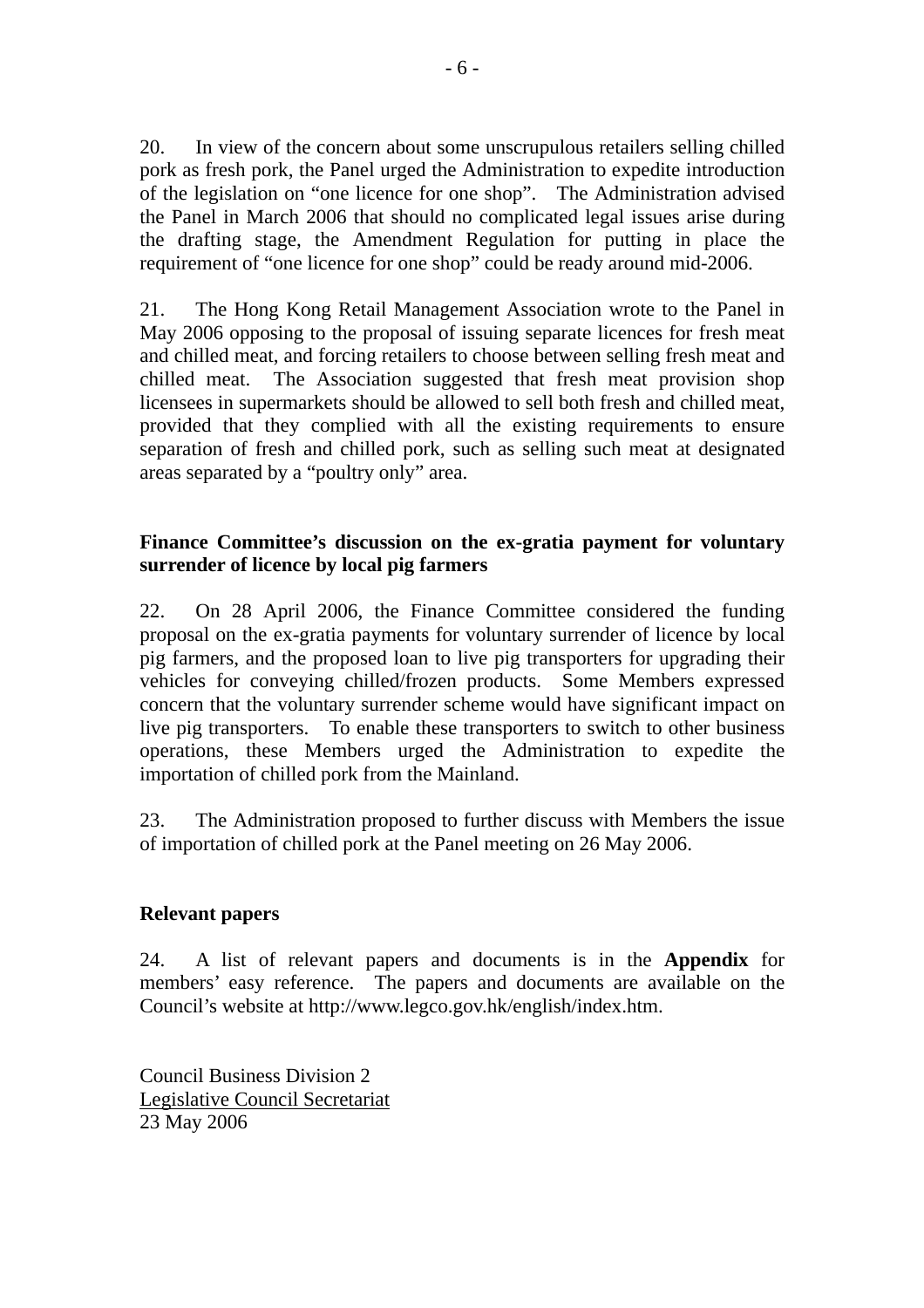20. In view of the concern about some unscrupulous retailers selling chilled pork as fresh pork, the Panel urged the Administration to expedite introduction of the legislation on "one licence for one shop". The Administration advised the Panel in March 2006 that should no complicated legal issues arise during the drafting stage, the Amendment Regulation for putting in place the requirement of "one licence for one shop" could be ready around mid-2006.

21. The Hong Kong Retail Management Association wrote to the Panel in May 2006 opposing to the proposal of issuing separate licences for fresh meat and chilled meat, and forcing retailers to choose between selling fresh meat and chilled meat. The Association suggested that fresh meat provision shop licensees in supermarkets should be allowed to sell both fresh and chilled meat, provided that they complied with all the existing requirements to ensure separation of fresh and chilled pork, such as selling such meat at designated areas separated by a "poultry only" area.

**Finance Committee's discussion on the ex-gratia payment for voluntary surrender of licence by local pig farmers**

22. On 28 April 2006, the Finance Committee considered the funding proposal on the ex-gratia payments for voluntary surrender of licence by local pig farmers, and the proposed loan to live pig transporters for upgrading their vehicles for conveying chilled/frozen products. Some Members expressed concern that the voluntary surrender scheme would have significant impact on live pig transporters. To enable these transporters to switch to other business operations, these Members urged the Administration to expedite the importation of chilled pork from the Mainland.

23. The Administration proposed to further discuss with Members the issue of importation of chilled pork at the Panel meeting on 26 May 2006.

**Relevant papers**

24. A list of relevant papers and documents is in the **Appendix** for members' easy reference. The papers and documents are available on the Council's website at http://www.legco.gov.hk/english/index.htm.

Council Business Division 2
Legislative Council Secretariat
23 May 2006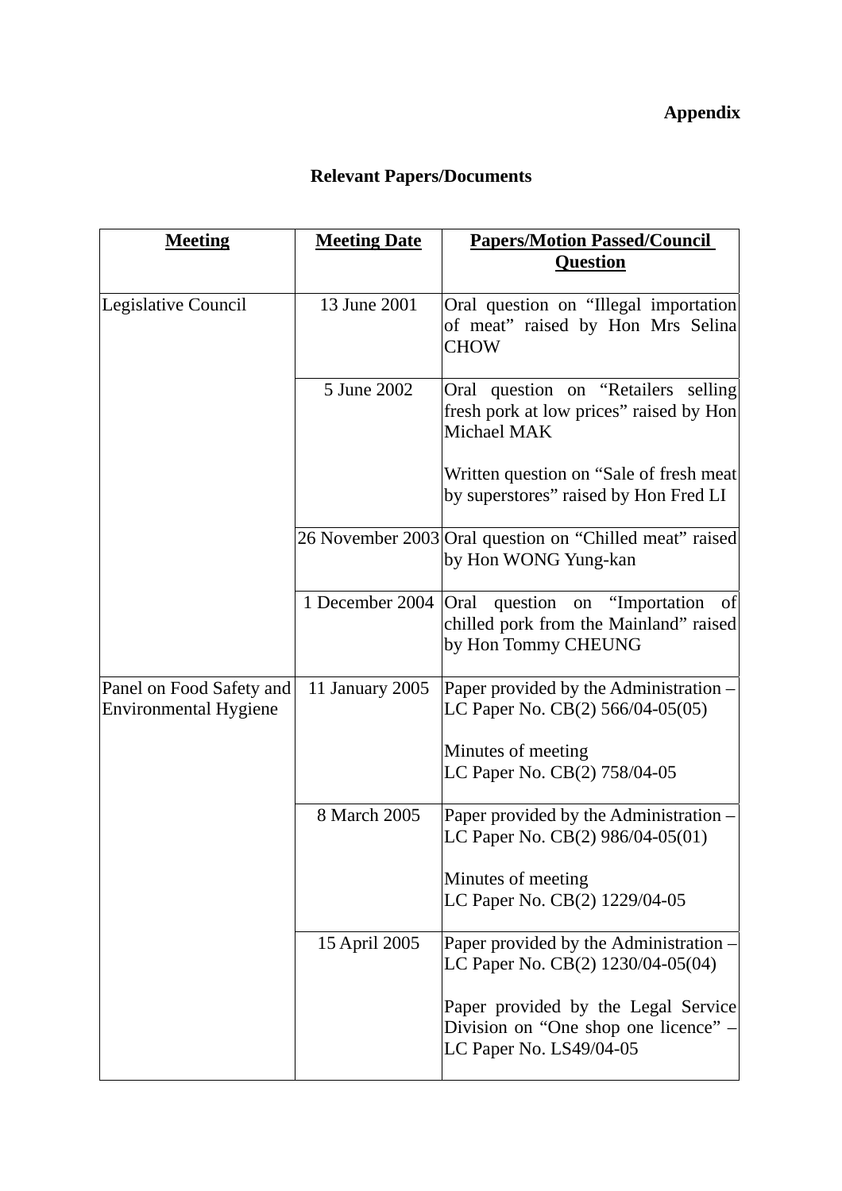**Appendix**

## Relevant Papers/Documents

| Meeting | Meeting Date | Papers/Motion Passed/Council Question |
|---|---|---|
| Legislative Council | 13 June 2001 | Oral question on "Illegal importation of meat" raised by Hon Mrs Selina CHOW |
| | 5 June 2002 | Oral question on "Retailers selling fresh pork at low prices" raised by Hon Michael MAK<br><br>Written question on "Sale of fresh meat by superstores" raised by Hon Fred LI |
| | 26 November 2003 | Oral question on "Chilled meat" raised by Hon WONG Yung-kan |
| | 1 December 2004 | Oral question on "Importation of chilled pork from the Mainland" raised by Hon Tommy CHEUNG |
| Panel on Food Safety and Environmental Hygiene | 11 January 2005 | Paper provided by the Administration – LC Paper No. CB(2) 566/04-05(05)<br><br>Minutes of meeting<br>LC Paper No. CB(2) 758/04-05 |
| | 8 March 2005 | Paper provided by the Administration – LC Paper No. CB(2) 986/04-05(01)<br><br>Minutes of meeting<br>LC Paper No. CB(2) 1229/04-05 |
| | 15 April 2005 | Paper provided by the Administration – LC Paper No. CB(2) 1230/04-05(04)<br><br>Paper provided by the Legal Service Division on "One shop one licence" – LC Paper No. LS49/04-05 |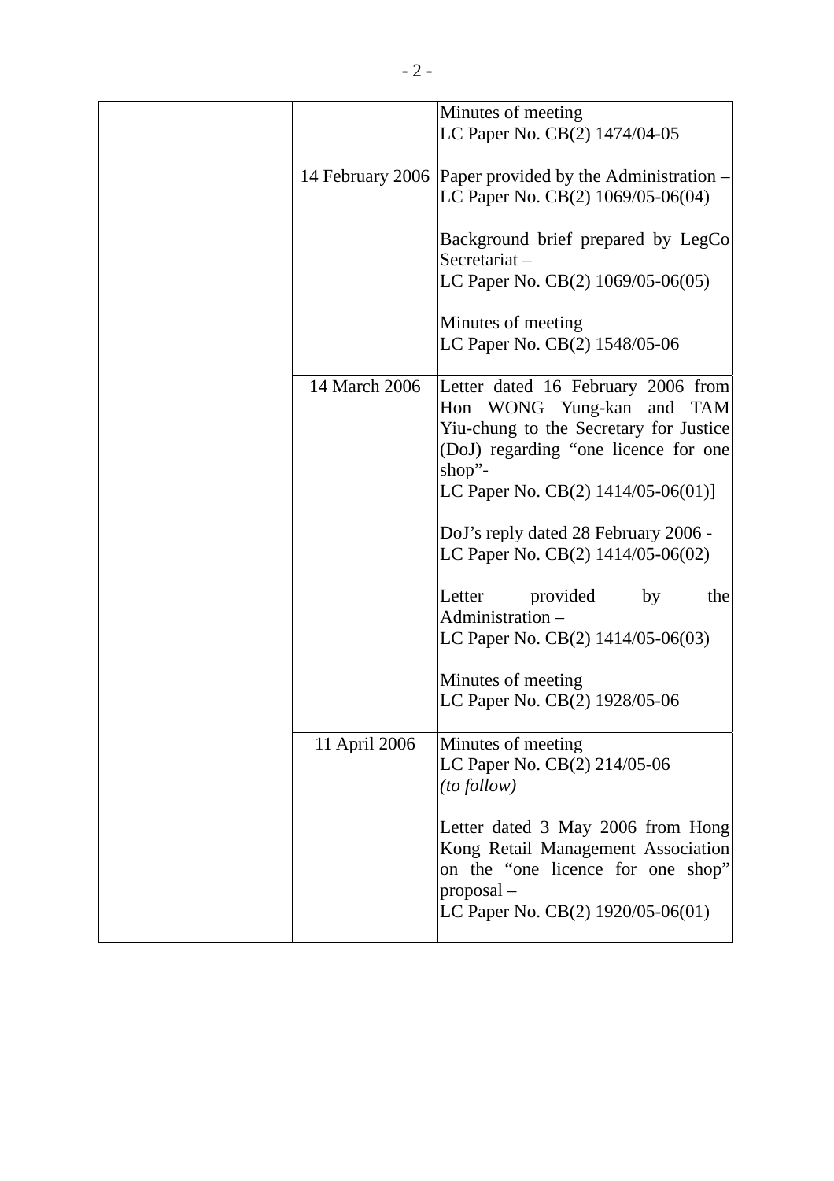| | | |
|---|---|---|
| | | Minutes of meeting<br>LC Paper No. CB(2) 1474/04-05 |
| | 14 February 2006 | Paper provided by the Administration –<br>LC Paper No. CB(2) 1069/05-06(04)<br><br>Background brief prepared by LegCo Secretariat –<br>LC Paper No. CB(2) 1069/05-06(05)<br><br>Minutes of meeting<br>LC Paper No. CB(2) 1548/05-06 |
| | 14 March 2006 | Letter dated 16 February 2006 from Hon WONG Yung-kan and TAM Yiu-chung to the Secretary for Justice (DoJ) regarding "one licence for one shop"-<br>LC Paper No. CB(2) 1414/05-06(01)]<br><br>DoJ's reply dated 28 February 2006 -<br>LC Paper No. CB(2) 1414/05-06(02)<br><br>Letter provided by the Administration –<br>LC Paper No. CB(2) 1414/05-06(03)<br><br>Minutes of meeting<br>LC Paper No. CB(2) 1928/05-06 |
| | 11 April 2006 | Minutes of meeting<br>LC Paper No. CB(2) 214/05-06<br>*(to follow)*<br><br>Letter dated 3 May 2006 from Hong Kong Retail Management Association on the "one licence for one shop" proposal –<br>LC Paper No. CB(2) 1920/05-06(01) |